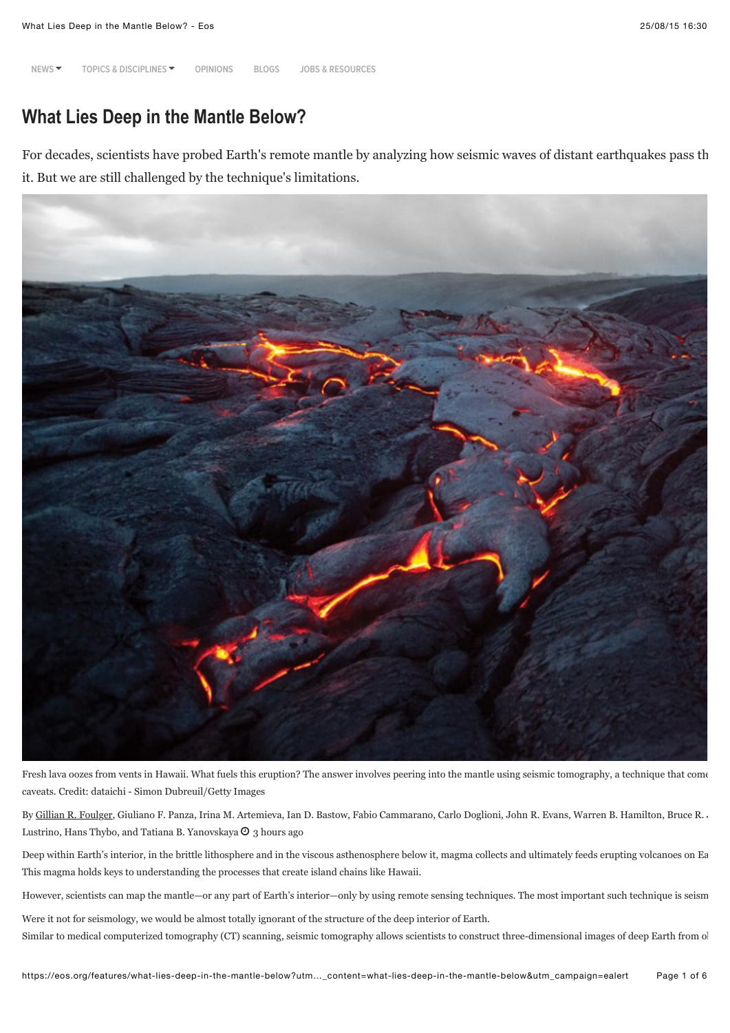# What Lies Deep in the Mantle Below?

For decades, scientists have probed Earth's remote mantle by analyzing how seismic waves of distant earthquakes pass th it. But we are still challenged by the technique's limitations.

Fresh lava oozes from vents in Hawaii. What fuels this eruption? The answer involves peering into the mantle using seismic tomography, a technique that come caveats. Credit: dataichi - Simon Dubreuil/Getty Images

By Gillian R. Foulger, Giuliano F. Panza, Irina M. Artemieva, Ian D. Bastow, Fabio Cammarano, Carlo Doglioni, John R. Evans, Warren B. Hamilton, Bruce R. Lustrino, Hans Thybo, and Tatiana B. Yanovskaya 3 hours ago

Deep within Earth's interior, in the brittle lithosphere and in the viscous asthenosphere below it, magma collects and ultimately feeds erupting volcanoes on Ea This magma holds keys to understanding the processes that create island chains like Hawaii.

However, scientists can map the mantle—or any part of Earth's interior—only by using remote sensing techniques. The most important such technique is seism

Were it not for seismology, we would be almost totally ignorant of the structure of the deep interior of Earth.

Similar to medical computerized tomography (CT) scanning, seismic tomography allows scientists to construct three-dimensional images of deep Earth from o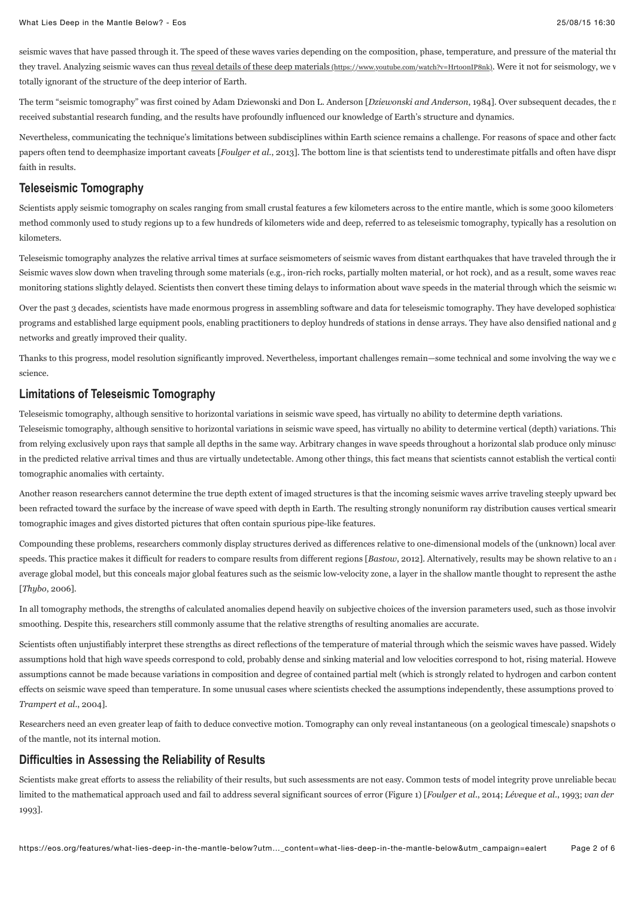seismic waves that have passed through it. The speed of these waves varies depending on the composition, phase, temperature, and pressure of the material thr they travel. Analyzing seismic waves can thus reveal details of these deep materials (https://www.youtube.com/watch?v=HrtoonIP8nk). Were it not for seismology, we v totally ignorant of the structure of the deep interior of Earth.

The term "seismic tomography" was first coined by Adam Dziewonski and Don L. Anderson [*Dziewonski and Anderson*, 1984]. Over subsequent decades, the m received substantial research funding, and the results have profoundly influenced our knowledge of Earth's structure and dynamics.

Nevertheless, communicating the technique's limitations between subdisciplines within Earth science remains a challenge. For reasons of space and other facto papers often tend to deemphasize important caveats [*Foulger et al.*, 2013]. The bottom line is that scientists tend to underestimate pitfalls and often have dispr faith in results.

## Teleseismic Tomography

Scientists apply seismic tomography on scales ranging from small crustal features a few kilometers across to the entire mantle, which is some 3000 kilometers method commonly used to study regions up to a few hundreds of kilometers wide and deep, referred to as teleseismic tomography, typically has a resolution on kilometers.

Teleseismic tomography analyzes the relative arrival times at surface seismometers of seismic waves from distant earthquakes that have traveled through the in Seismic waves slow down when traveling through some materials (e.g., iron-rich rocks, partially molten material, or hot rock), and as a result, some waves reac monitoring stations slightly delayed. Scientists then convert these timing delays to information about wave speeds in the material through which the seismic wa

Over the past 3 decades, scientists have made enormous progress in assembling software and data for teleseismic tomography. They have developed sophistica programs and established large equipment pools, enabling practitioners to deploy hundreds of stations in dense arrays. They have also densified national and g networks and greatly improved their quality.

Thanks to this progress, model resolution significantly improved. Nevertheless, important challenges remain—some technical and some involving the way we c science.

## Limitations of Teleseismic Tomography

Teleseismic tomography, although sensitive to horizontal variations in seismic wave speed, has virtually no ability to determine depth variations.

Teleseismic tomography, although sensitive to horizontal variations in seismic wave speed, has virtually no ability to determine vertical (depth) variations. This from relying exclusively upon rays that sample all depths in the same way. Arbitrary changes in wave speeds throughout a horizontal slab produce only minuscu in the predicted relative arrival times and thus are virtually undetectable. Among other things, this fact means that scientists cannot establish the vertical conti tomographic anomalies with certainty.

Another reason researchers cannot determine the true depth extent of imaged structures is that the incoming seismic waves arrive traveling steeply upward bec been refracted toward the surface by the increase of wave speed with depth in Earth. The resulting strongly nonuniform ray distribution causes vertical smearin tomographic images and gives distorted pictures that often contain spurious pipe-like features.

Compounding these problems, researchers commonly display structures derived as differences relative to one-dimensional models of the (unknown) local aver speeds. This practice makes it difficult for readers to compare results from different regions [*Bastow*, 2012]. Alternatively, results may be shown relative to an a average global model, but this conceals major global features such as the seismic low-velocity zone, a layer in the shallow mantle thought to represent the asthe [*Thybo*, 2006].

In all tomography methods, the strengths of calculated anomalies depend heavily on subjective choices of the inversion parameters used, such as those involvin smoothing. Despite this, researchers still commonly assume that the relative strengths of resulting anomalies are accurate.

Scientists often unjustifiably interpret these strengths as direct reflections of the temperature of material through which the seismic waves have passed. Widely assumptions hold that high wave speeds correspond to cold, probably dense and sinking material and low velocities correspond to hot, rising material. Howeve assumptions cannot be made because variations in composition and degree of contained partial melt (which is strongly related to hydrogen and carbon content effects on seismic wave speed than temperature. In some unusual cases where scientists checked the assumptions independently, these assumptions proved to *Trampert et al.*, 2004].

Researchers need an even greater leap of faith to deduce convective motion. Tomography can only reveal instantaneous (on a geological timescale) snapshots o of the mantle, not its internal motion.

## Difficulties in Assessing the Reliability of Results

Scientists make great efforts to assess the reliability of their results, but such assessments are not easy. Common tests of model integrity prove unreliable becau limited to the mathematical approach used and fail to address several significant sources of error (Figure 1) [*Foulger et al.*, 2014; *Lévêque et al.*, 1993; *van der* 1993].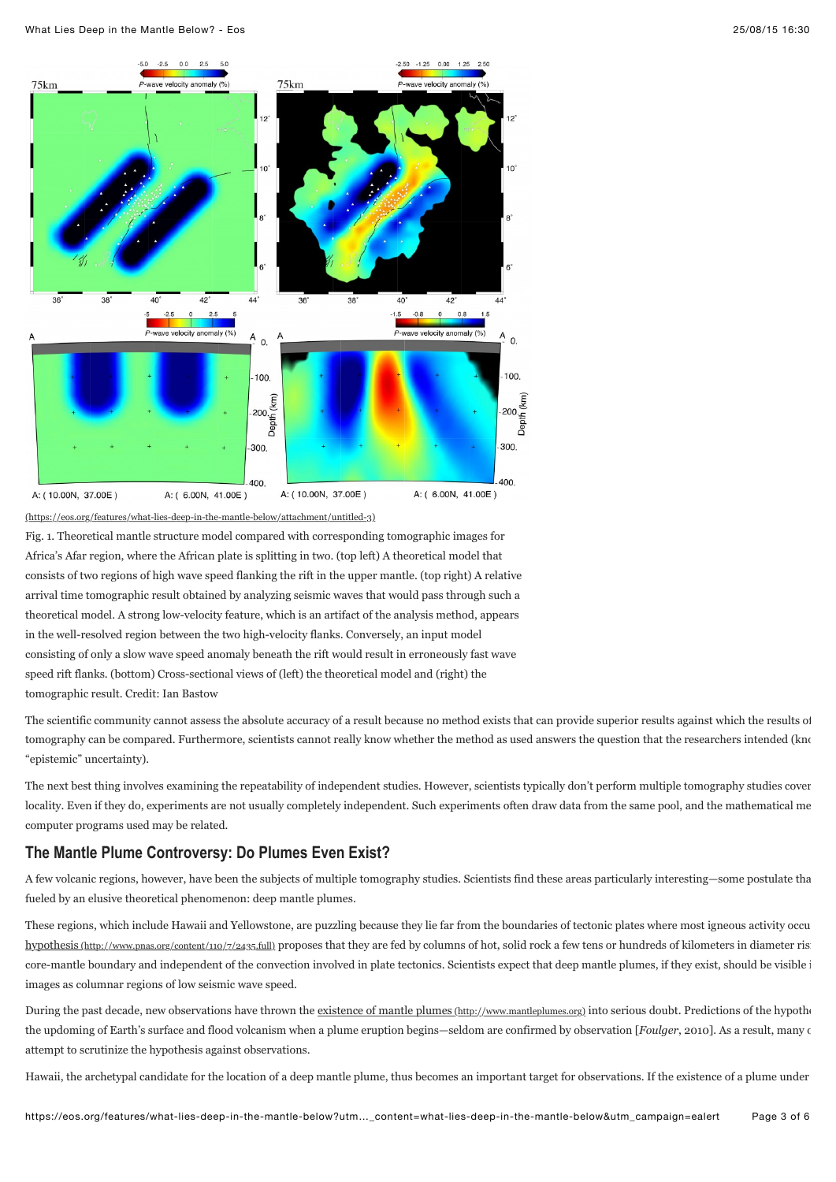(https://eos.org/features/what-lies-deep-in-the-mantle-below/attachment/untitled-3)

Fig. 1. Theoretical mantle structure model compared with corresponding tomographic images for Africa's Afar region, where the African plate is splitting in two. (top left) A theoretical model that consists of two regions of high wave speed flanking the rift in the upper mantle. (top right) A relative arrival time tomographic result obtained by analyzing seismic waves that would pass through such a theoretical model. A strong low-velocity feature, which is an artifact of the analysis method, appears in the well-resolved region between the two high-velocity flanks. Conversely, an input model consisting of only a slow wave speed anomaly beneath the rift would result in erroneously fast wave speed rift flanks. (bottom) Cross-sectional views of (left) the theoretical model and (right) the tomographic result. Credit: Ian Bastow

The scientific community cannot assess the absolute accuracy of a result because no method exists that can provide superior results against which the results of tomography can be compared. Furthermore, scientists cannot really know whether the method as used answers the question that the researchers intended (kno "epistemic" uncertainty).

The next best thing involves examining the repeatability of independent studies. However, scientists typically don't perform multiple tomography studies cover locality. Even if they do, experiments are not usually completely independent. Such experiments often draw data from the same pool, and the mathematical me computer programs used may be related.

## The Mantle Plume Controversy: Do Plumes Even Exist?

A few volcanic regions, however, have been the subjects of multiple tomography studies. Scientists find these areas particularly interesting—some postulate tha fueled by an elusive theoretical phenomenon: deep mantle plumes.

These regions, which include Hawaii and Yellowstone, are puzzling because they lie far from the boundaries of tectonic plates where most igneous activity occu hypothesis (http://www.pnas.org/content/110/7/2435.full) proposes that they are fed by columns of hot, solid rock a few tens or hundreds of kilometers in diameter ris core-mantle boundary and independent of the convection involved in plate tectonics. Scientists expect that deep mantle plumes, if they exist, should be visible i images as columnar regions of low seismic wave speed.

During the past decade, new observations have thrown the existence of mantle plumes (http://www.mantleplumes.org) into serious doubt. Predictions of the hypoth the updoming of Earth's surface and flood volcanism when a plume eruption begins—seldom are confirmed by observation [*Foulger*, 2010]. As a result, many c attempt to scrutinize the hypothesis against observations.

Hawaii, the archetypal candidate for the location of a deep mantle plume, thus becomes an important target for observations. If the existence of a plume under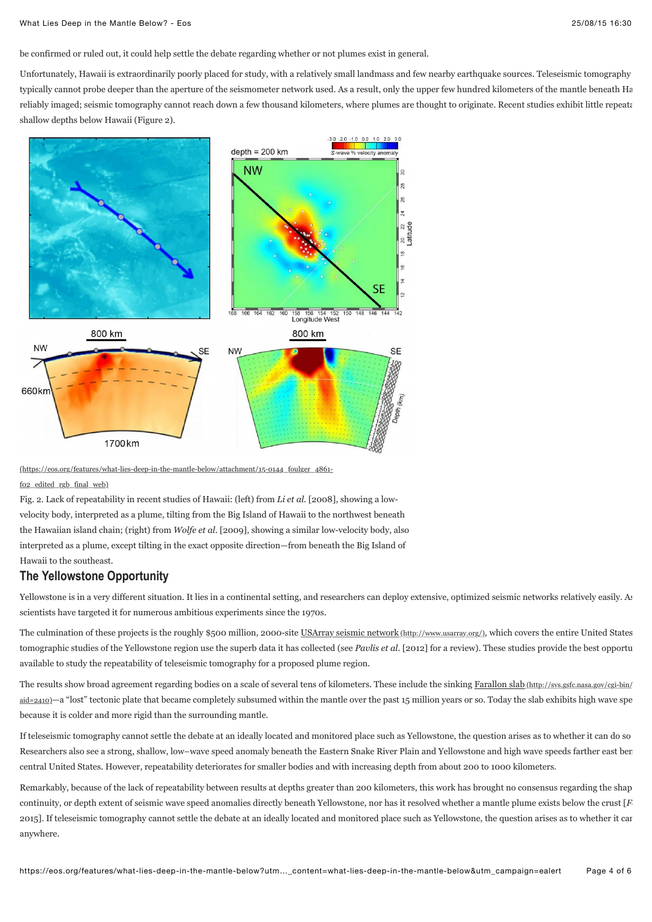be confirmed or ruled out, it could help settle the debate regarding whether or not plumes exist in general.

Unfortunately, Hawaii is extraordinarily poorly placed for study, with a relatively small landmass and few nearby earthquake sources. Teleseismic tomography typically cannot probe deeper than the aperture of the seismometer network used. As a result, only the upper few hundred kilometers of the mantle beneath Ha reliably imaged; seismic tomography cannot reach down a few thousand kilometers, where plumes are thought to originate. Recent studies exhibit little repeata shallow depths below Hawaii (Figure 2).

(https://eos.org/features/what-lies-deep-in-the-mantle-below/attachment/15-0144_foulger_4861-f02_edited_rgb_final_web)

Fig. 2. Lack of repeatability in recent studies of Hawaii: (left) from *Li et al.* [2008], showing a low-velocity body, interpreted as a plume, tilting from the Big Island of Hawaii to the northwest beneath the Hawaiian island chain; (right) from *Wolfe et al.* [2009], showing a similar low-velocity body, also interpreted as a plume, except tilting in the exact opposite direction—from beneath the Big Island of Hawaii to the southeast.

## The Yellowstone Opportunity

Yellowstone is in a very different situation. It lies in a continental setting, and researchers can deploy extensive, optimized seismic networks relatively easily. As scientists have targeted it for numerous ambitious experiments since the 1970s.

The culmination of these projects is the roughly $500 million, 2000-site USArray seismic network (http://www.usarray.org/), which covers the entire United States tomographic studies of the Yellowstone region use the superb data it has collected (see *Pavlis et al.* [2012] for a review). These studies provide the best opportu available to study the repeatability of teleseismic tomography for a proposed plume region.

The results show broad agreement regarding bodies on a scale of several tens of kilometers. These include the sinking Farallon slab (http://svs.gsfc.nasa.gov/cgi-bin/ aid=2410)—a "lost" tectonic plate that became completely subsumed within the mantle over the past 15 million years or so. Today the slab exhibits high wave spe because it is colder and more rigid than the surrounding mantle.

If teleseismic tomography cannot settle the debate at an ideally located and monitored place such as Yellowstone, the question arises as to whether it can do so Researchers also see a strong, shallow, low–wave speed anomaly beneath the Eastern Snake River Plain and Yellowstone and high wave speeds farther east ben central United States. However, repeatability deteriorates for smaller bodies and with increasing depth from about 200 to 1000 kilometers.

Remarkably, because of the lack of repeatability between results at depths greater than 200 kilometers, this work has brought no consensus regarding the shap continuity, or depth extent of seismic wave speed anomalies directly beneath Yellowstone, nor has it resolved whether a mantle plume exists below the crust [F 2015]. If teleseismic tomography cannot settle the debate at an ideally located and monitored place such as Yellowstone, the question arises as to whether it car anywhere.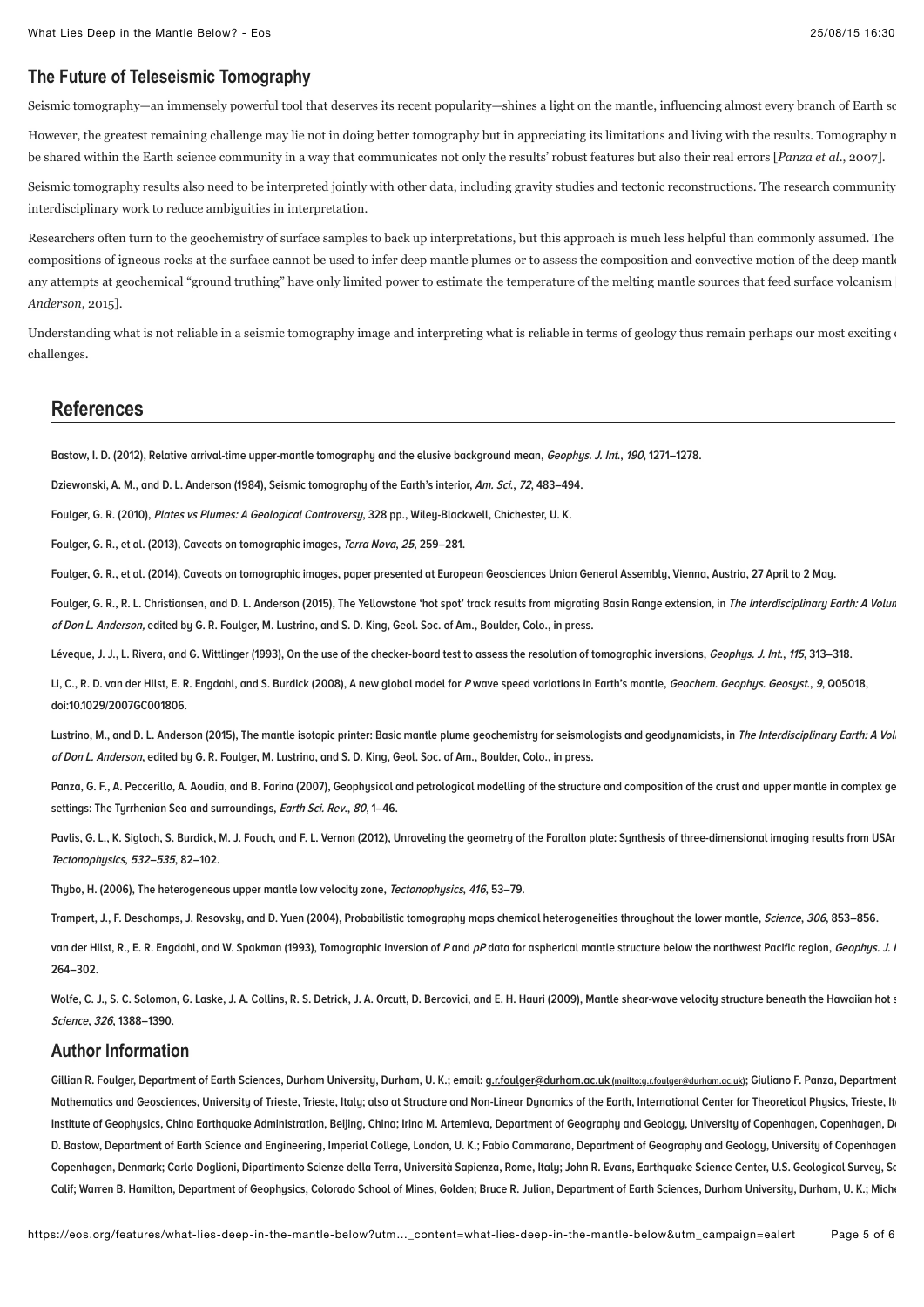## The Future of Teleseismic Tomography

Seismic tomography—an immensely powerful tool that deserves its recent popularity—shines a light on the mantle, influencing almost every branch of Earth sc

However, the greatest remaining challenge may lie not in doing better tomography but in appreciating its limitations and living with the results. Tomography n be shared within the Earth science community in a way that communicates not only the results' robust features but also their real errors [*Panza et al.*, 2007].

Seismic tomography results also need to be interpreted jointly with other data, including gravity studies and tectonic reconstructions. The research community interdisciplinary work to reduce ambiguities in interpretation.

Researchers often turn to the geochemistry of surface samples to back up interpretations, but this approach is much less helpful than commonly assumed. The compositions of igneous rocks at the surface cannot be used to infer deep mantle plumes or to assess the composition and convective motion of the deep mantl any attempts at geochemical "ground truthing" have only limited power to estimate the temperature of the melting mantle sources that feed surface volcanism *Anderson*, 2015].

Understanding what is not reliable in a seismic tomography image and interpreting what is reliable in terms of geology thus remain perhaps our most exciting challenges.

## References

Bastow, I. D. (2012), Relative arrival-time upper-mantle tomography and the elusive background mean, *Geophys. J. Int.*, *190*, 1271–1278.

Dziewonski, A. M., and D. L. Anderson (1984), Seismic tomography of the Earth's interior, *Am. Sci.*, *72*, 483–494.

Foulger, G. R. (2010), *Plates vs Plumes: A Geological Controversy*, 328 pp., Wiley-Blackwell, Chichester, U. K.

Foulger, G. R., et al. (2013), Caveats on tomographic images, *Terra Nova*, *25*, 259–281.

Foulger, G. R., et al. (2014), Caveats on tomographic images, paper presented at European Geosciences Union General Assembly, Vienna, Austria, 27 April to 2 May.

Foulger, G. R., R. L. Christiansen, and D. L. Anderson (2015), The Yellowstone 'hot spot' track results from migrating Basin Range extension, in *The Interdisciplinary Earth: A Volum of Don L. Anderson,* edited by G. R. Foulger, M. Lustrino, and S. D. King, Geol. Soc. of Am., Boulder, Colo., in press.

Léveque, J. J., L. Rivera, and G. Wittlinger (1993), On the use of the checker-board test to assess the resolution of tomographic inversions, *Geophys. J. Int.*, *115*, 313–318.

Li, C., R. D. van der Hilst, E. R. Engdahl, and S. Burdick (2008), A new global model for *P* wave speed variations in Earth's mantle, *Geochem. Geophys. Geosyst.*, *9*, Q05018, doi:10.1029/2007GC001806.

Lustrino, M., and D. L. Anderson (2015), The mantle isotopic printer: Basic mantle plume geochemistry for seismologists and geodynamicists, in *The Interdisciplinary Earth: A Vol of Don L. Anderson*, edited by G. R. Foulger, M. Lustrino, and S. D. King, Geol. Soc. of Am., Boulder, Colo., in press.

Panza, G. F., A. Peccerillo, A. Aoudia, and B. Farina (2007), Geophysical and petrological modelling of the structure and composition of the crust and upper mantle in complex ge settings: The Tyrrhenian Sea and surroundings, *Earth Sci. Rev.*, *80*, 1–46.

Pavlis, G. L., K. Sigloch, S. Burdick, M. J. Fouch, and F. L. Vernon (2012), Unraveling the geometry of the Farallon plate: Synthesis of three-dimensional imaging results from USAr *Tectonophysics*, *532–535*, 82–102.

Thybo, H. (2006), The heterogeneous upper mantle low velocity zone, *Tectonophysics*, *416*, 53–79.

Trampert, J., F. Deschamps, J. Resovsky, and D. Yuen (2004), Probabilistic tomography maps chemical heterogeneities throughout the lower mantle, *Science*, *306*, 853–856.

van der Hilst, R., E. R. Engdahl, and W. Spakman (1993), Tomographic inversion of *P* and *pP* data for aspherical mantle structure below the northwest Pacific region, *Geophys. J. I* 264–302.

Wolfe, C. J., S. C. Solomon, G. Laske, J. A. Collins, R. S. Detrick, J. A. Orcutt, D. Bercovici, and E. H. Hauri (2009), Mantle shear-wave velocity structure beneath the Hawaiian hot s *Science*, *326*, 1388–1390.

## Author Information

Gillian R. Foulger, Department of Earth Sciences, Durham University, Durham, U. K.; email: g.r.foulger@durham.ac.uk (mailto:g.r.foulger@durham.ac.uk); Giuliano F. Panza, Department Mathematics and Geosciences, University of Trieste, Trieste, Italy; also at Structure and Non-Linear Dynamics of the Earth, International Center for Theoretical Physics, Trieste, It Institute of Geophysics, China Earthquake Administration, Beijing, China; Irina M. Artemieva, Department of Geography and Geology, University of Copenhagen, Copenhagen, D D. Bastow, Department of Earth Science and Engineering, Imperial College, London, U. K.; Fabio Cammarano, Department of Geography and Geology, University of Copenhagen Copenhagen, Denmark; Carlo Doglioni, Dipartimento Scienze della Terra, Università Sapienza, Rome, Italy; John R. Evans, Earthquake Science Center, U.S. Geological Survey, Sc Calif; Warren B. Hamilton, Department of Geophysics, Colorado School of Mines, Golden; Bruce R. Julian, Department of Earth Sciences, Durham University, Durham, U. K.; Mich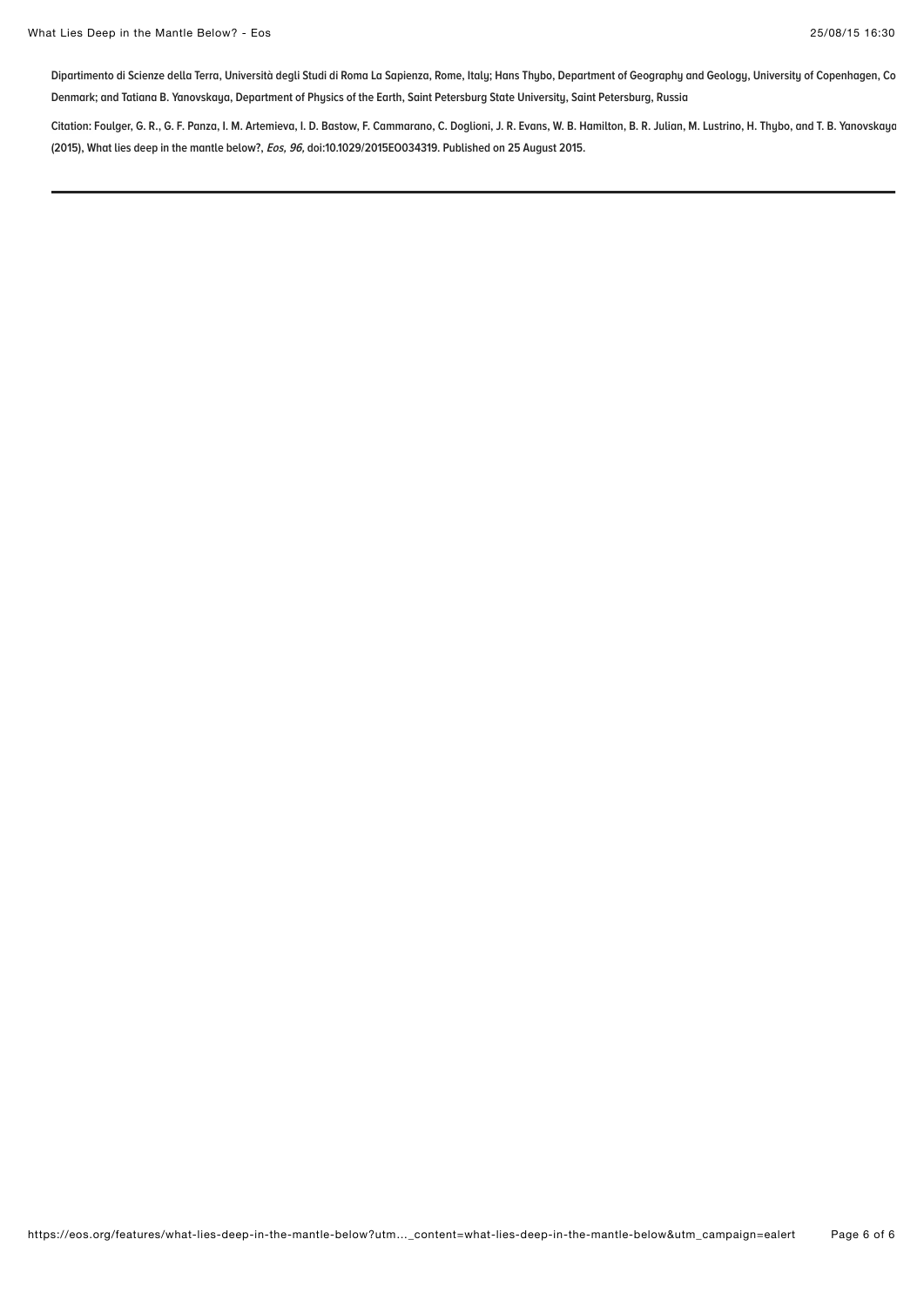Dipartimento di Scienze della Terra, Università degli Studi di Roma La Sapienza, Rome, Italy; Hans Thybo, Department of Geography and Geology, University of Copenhagen, Co Denmark; and Tatiana B. Yanovskaya, Department of Physics of the Earth, Saint Petersburg State University, Saint Petersburg, Russia

Citation: Foulger, G. R., G. F. Panza, I. M. Artemieva, I. D. Bastow, F. Cammarano, C. Doglioni, J. R. Evans, W. B. Hamilton, B. R. Julian, M. Lustrino, H. Thybo, and T. B. Yanovskaya (2015), What lies deep in the mantle below?, *Eos, 96,* doi:10.1029/2015EO034319. Published on 25 August 2015.

---